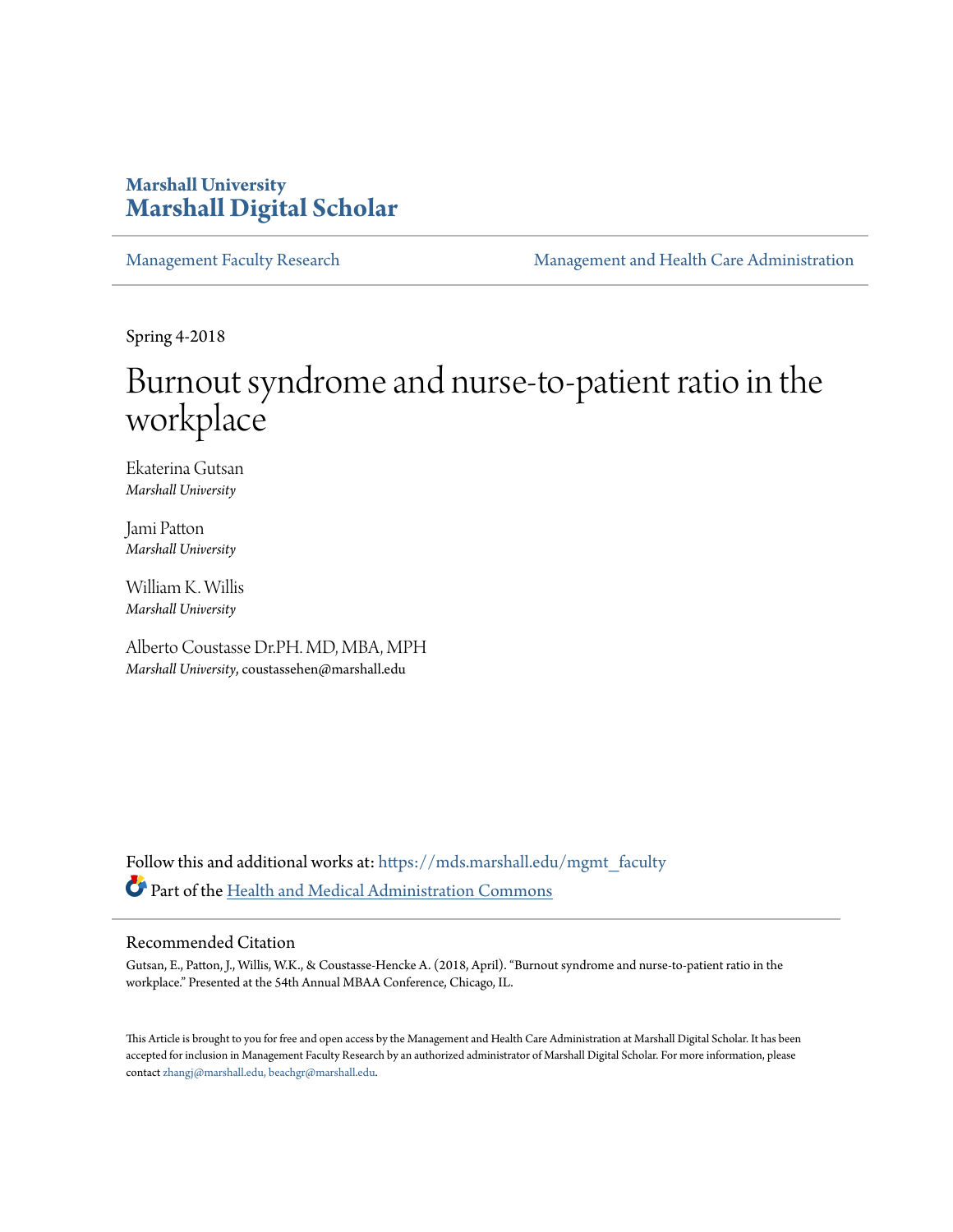**Marshall University**
**Marshall Digital Scholar**

Management Faculty Research | Management and Health Care Administration

Spring 4-2018

# Burnout syndrome and nurse-to-patient ratio in the workplace

Ekaterina Gutsan
*Marshall University*

Jami Patton
*Marshall University*

William K. Willis
*Marshall University*

Alberto Coustasse Dr.PH. MD, MBA, MPH
*Marshall University*, coustassehen@marshall.edu

Follow this and additional works at: https://mds.marshall.edu/mgmt_faculty

Part of the Health and Medical Administration Commons

## Recommended Citation

Gutsan, E., Patton, J., Willis, W.K., & Coustasse-Hencke A. (2018, April). "Burnout syndrome and nurse-to-patient ratio in the workplace." Presented at the 54th Annual MBAA Conference, Chicago, IL.

This Article is brought to you for free and open access by the Management and Health Care Administration at Marshall Digital Scholar. It has been accepted for inclusion in Management Faculty Research by an authorized administrator of Marshall Digital Scholar. For more information, please contact zhangj@marshall.edu, beachgr@marshall.edu.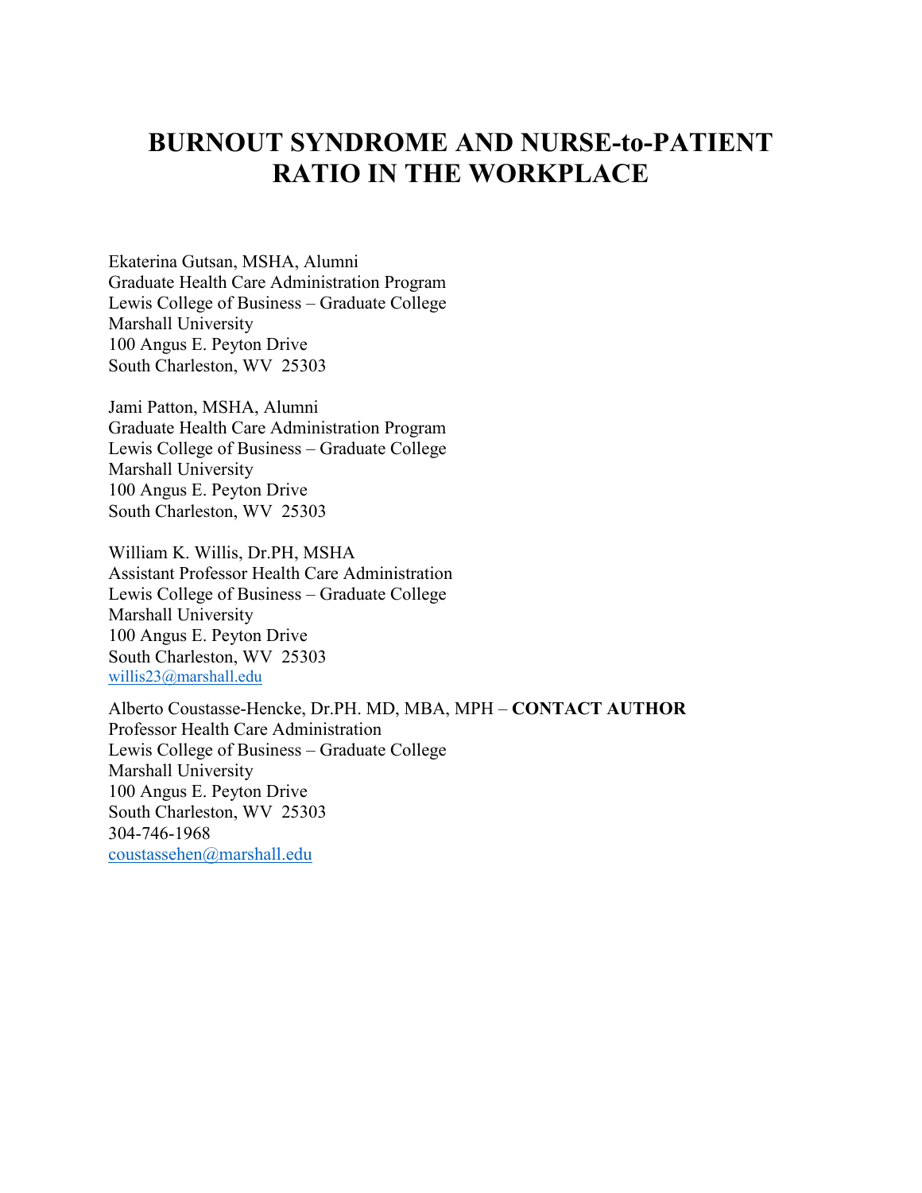# BURNOUT SYNDROME AND NURSE-to-PATIENT RATIO IN THE WORKPLACE

Ekaterina Gutsan, MSHA, Alumni
Graduate Health Care Administration Program
Lewis College of Business – Graduate College
Marshall University
100 Angus E. Peyton Drive
South Charleston, WV 25303

Jami Patton, MSHA, Alumni
Graduate Health Care Administration Program
Lewis College of Business – Graduate College
Marshall University
100 Angus E. Peyton Drive
South Charleston, WV 25303

William K. Willis, Dr.PH, MSHA
Assistant Professor Health Care Administration
Lewis College of Business – Graduate College
Marshall University
100 Angus E. Peyton Drive
South Charleston, WV 25303
willis23@marshall.edu

Alberto Coustasse-Hencke, Dr.PH. MD, MBA, MPH – **CONTACT AUTHOR**
Professor Health Care Administration
Lewis College of Business – Graduate College
Marshall University
100 Angus E. Peyton Drive
South Charleston, WV 25303
304-746-1968
coustassehen@marshall.edu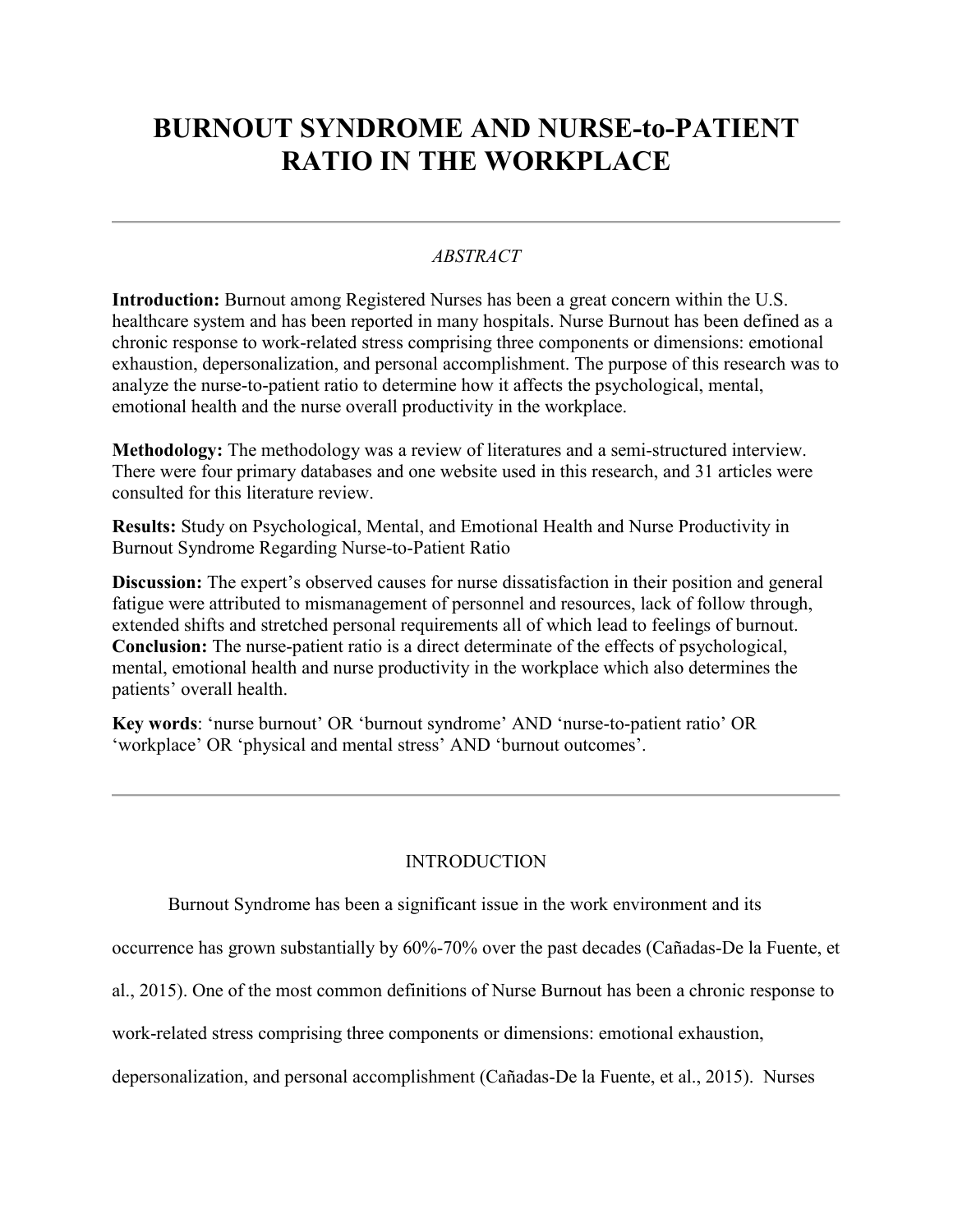# BURNOUT SYNDROME AND NURSE-to-PATIENT RATIO IN THE WORKPLACE

---

*ABSTRACT*

**Introduction:** Burnout among Registered Nurses has been a great concern within the U.S. healthcare system and has been reported in many hospitals. Nurse Burnout has been defined as a chronic response to work-related stress comprising three components or dimensions: emotional exhaustion, depersonalization, and personal accomplishment. The purpose of this research was to analyze the nurse-to-patient ratio to determine how it affects the psychological, mental, emotional health and the nurse overall productivity in the workplace.

**Methodology:** The methodology was a review of literatures and a semi-structured interview. There were four primary databases and one website used in this research, and 31 articles were consulted for this literature review.

**Results:** Study on Psychological, Mental, and Emotional Health and Nurse Productivity in Burnout Syndrome Regarding Nurse-to-Patient Ratio

**Discussion:** The expert's observed causes for nurse dissatisfaction in their position and general fatigue were attributed to mismanagement of personnel and resources, lack of follow through, extended shifts and stretched personal requirements all of which lead to feelings of burnout.

**Conclusion:** The nurse-patient ratio is a direct determinate of the effects of psychological, mental, emotional health and nurse productivity in the workplace which also determines the patients' overall health.

**Key words**: 'nurse burnout' OR 'burnout syndrome' AND 'nurse-to-patient ratio' OR 'workplace' OR 'physical and mental stress' AND 'burnout outcomes'.

---

## INTRODUCTION

Burnout Syndrome has been a significant issue in the work environment and its occurrence has grown substantially by 60%-70% over the past decades (Cañadas-De la Fuente, et al., 2015). One of the most common definitions of Nurse Burnout has been a chronic response to work-related stress comprising three components or dimensions: emotional exhaustion, depersonalization, and personal accomplishment (Cañadas-De la Fuente, et al., 2015). Nurses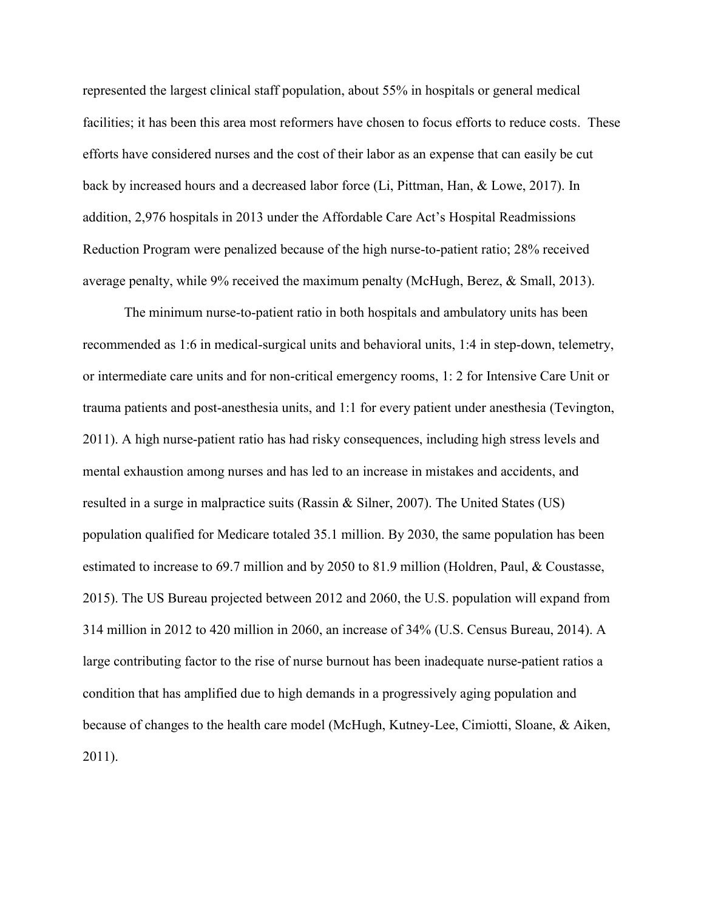represented the largest clinical staff population, about 55% in hospitals or general medical facilities; it has been this area most reformers have chosen to focus efforts to reduce costs. These efforts have considered nurses and the cost of their labor as an expense that can easily be cut back by increased hours and a decreased labor force (Li, Pittman, Han, & Lowe, 2017). In addition, 2,976 hospitals in 2013 under the Affordable Care Act's Hospital Readmissions Reduction Program were penalized because of the high nurse-to-patient ratio; 28% received average penalty, while 9% received the maximum penalty (McHugh, Berez, & Small, 2013).

The minimum nurse-to-patient ratio in both hospitals and ambulatory units has been recommended as 1:6 in medical-surgical units and behavioral units, 1:4 in step-down, telemetry, or intermediate care units and for non-critical emergency rooms, 1: 2 for Intensive Care Unit or trauma patients and post-anesthesia units, and 1:1 for every patient under anesthesia (Tevington, 2011). A high nurse-patient ratio has had risky consequences, including high stress levels and mental exhaustion among nurses and has led to an increase in mistakes and accidents, and resulted in a surge in malpractice suits (Rassin & Silner, 2007). The United States (US) population qualified for Medicare totaled 35.1 million. By 2030, the same population has been estimated to increase to 69.7 million and by 2050 to 81.9 million (Holdren, Paul, & Coustasse, 2015). The US Bureau projected between 2012 and 2060, the U.S. population will expand from 314 million in 2012 to 420 million in 2060, an increase of 34% (U.S. Census Bureau, 2014). A large contributing factor to the rise of nurse burnout has been inadequate nurse-patient ratios a condition that has amplified due to high demands in a progressively aging population and because of changes to the health care model (McHugh, Kutney-Lee, Cimiotti, Sloane, & Aiken, 2011).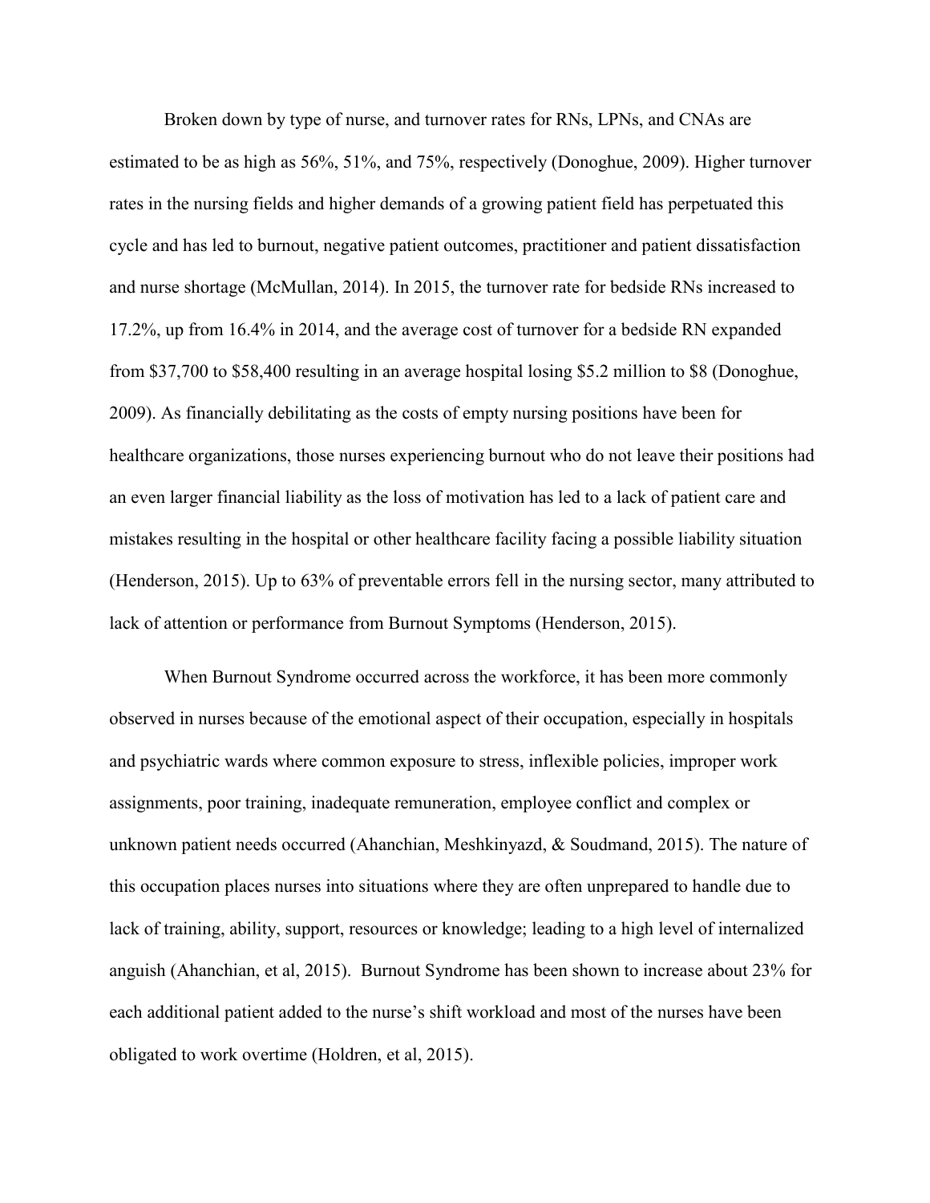Broken down by type of nurse, and turnover rates for RNs, LPNs, and CNAs are estimated to be as high as 56%, 51%, and 75%, respectively (Donoghue, 2009). Higher turnover rates in the nursing fields and higher demands of a growing patient field has perpetuated this cycle and has led to burnout, negative patient outcomes, practitioner and patient dissatisfaction and nurse shortage (McMullan, 2014). In 2015, the turnover rate for bedside RNs increased to 17.2%, up from 16.4% in 2014, and the average cost of turnover for a bedside RN expanded from $37,700 to $58,400 resulting in an average hospital losing $5.2 million to $8 (Donoghue, 2009). As financially debilitating as the costs of empty nursing positions have been for healthcare organizations, those nurses experiencing burnout who do not leave their positions had an even larger financial liability as the loss of motivation has led to a lack of patient care and mistakes resulting in the hospital or other healthcare facility facing a possible liability situation (Henderson, 2015). Up to 63% of preventable errors fell in the nursing sector, many attributed to lack of attention or performance from Burnout Symptoms (Henderson, 2015).

When Burnout Syndrome occurred across the workforce, it has been more commonly observed in nurses because of the emotional aspect of their occupation, especially in hospitals and psychiatric wards where common exposure to stress, inflexible policies, improper work assignments, poor training, inadequate remuneration, employee conflict and complex or unknown patient needs occurred (Ahanchian, Meshkinyazd, & Soudmand, 2015). The nature of this occupation places nurses into situations where they are often unprepared to handle due to lack of training, ability, support, resources or knowledge; leading to a high level of internalized anguish (Ahanchian, et al, 2015). Burnout Syndrome has been shown to increase about 23% for each additional patient added to the nurse's shift workload and most of the nurses have been obligated to work overtime (Holdren, et al, 2015).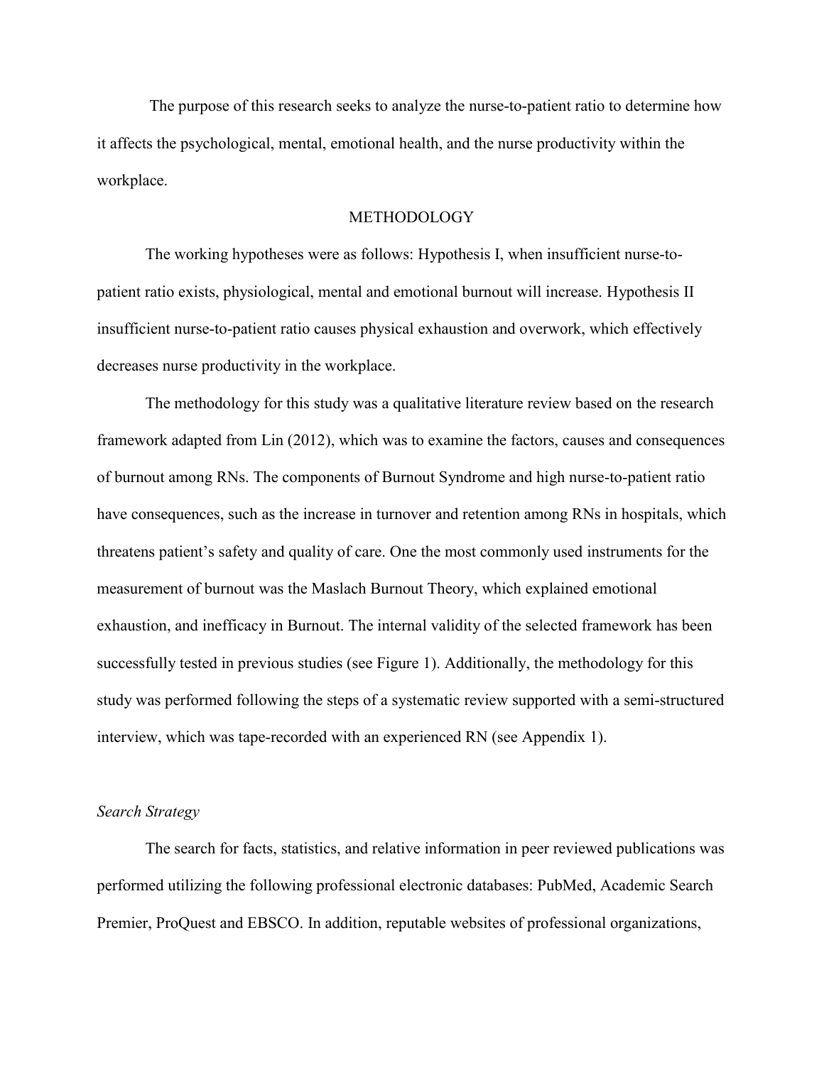The purpose of this research seeks to analyze the nurse-to-patient ratio to determine how it affects the psychological, mental, emotional health, and the nurse productivity within the workplace.

## METHODOLOGY

The working hypotheses were as follows: Hypothesis I, when insufficient nurse-to-patient ratio exists, physiological, mental and emotional burnout will increase. Hypothesis II insufficient nurse-to-patient ratio causes physical exhaustion and overwork, which effectively decreases nurse productivity in the workplace.

The methodology for this study was a qualitative literature review based on the research framework adapted from Lin (2012), which was to examine the factors, causes and consequences of burnout among RNs. The components of Burnout Syndrome and high nurse-to-patient ratio have consequences, such as the increase in turnover and retention among RNs in hospitals, which threatens patient's safety and quality of care. One the most commonly used instruments for the measurement of burnout was the Maslach Burnout Theory, which explained emotional exhaustion, and inefficacy in Burnout. The internal validity of the selected framework has been successfully tested in previous studies (see Figure 1). Additionally, the methodology for this study was performed following the steps of a systematic review supported with a semi-structured interview, which was tape-recorded with an experienced RN (see Appendix 1).

### *Search Strategy*

The search for facts, statistics, and relative information in peer reviewed publications was performed utilizing the following professional electronic databases: PubMed, Academic Search Premier, ProQuest and EBSCO. In addition, reputable websites of professional organizations,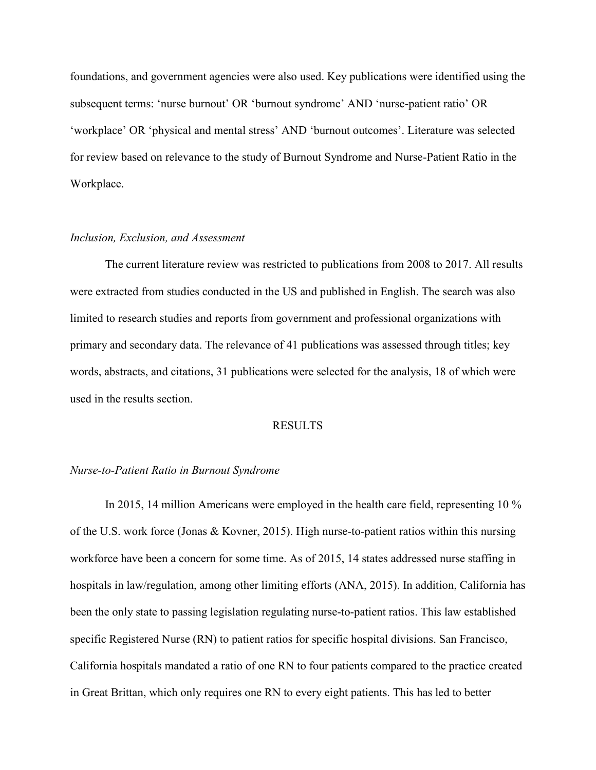foundations, and government agencies were also used. Key publications were identified using the subsequent terms: 'nurse burnout' OR 'burnout syndrome' AND 'nurse-patient ratio' OR 'workplace' OR 'physical and mental stress' AND 'burnout outcomes'. Literature was selected for review based on relevance to the study of Burnout Syndrome and Nurse-Patient Ratio in the Workplace.

### *Inclusion, Exclusion, and Assessment*

The current literature review was restricted to publications from 2008 to 2017. All results were extracted from studies conducted in the US and published in English. The search was also limited to research studies and reports from government and professional organizations with primary and secondary data. The relevance of 41 publications was assessed through titles; key words, abstracts, and citations, 31 publications were selected for the analysis, 18 of which were used in the results section.

## RESULTS

### *Nurse-to-Patient Ratio in Burnout Syndrome*

In 2015, 14 million Americans were employed in the health care field, representing 10 % of the U.S. work force (Jonas & Kovner, 2015). High nurse-to-patient ratios within this nursing workforce have been a concern for some time. As of 2015, 14 states addressed nurse staffing in hospitals in law/regulation, among other limiting efforts (ANA, 2015). In addition, California has been the only state to passing legislation regulating nurse-to-patient ratios. This law established specific Registered Nurse (RN) to patient ratios for specific hospital divisions. San Francisco, California hospitals mandated a ratio of one RN to four patients compared to the practice created in Great Brittan, which only requires one RN to every eight patients. This has led to better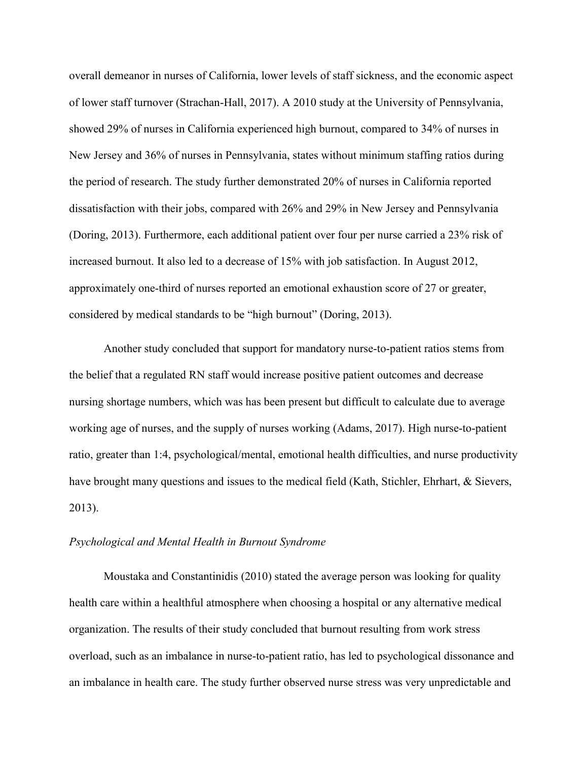overall demeanor in nurses of California, lower levels of staff sickness, and the economic aspect of lower staff turnover (Strachan-Hall, 2017). A 2010 study at the University of Pennsylvania, showed 29% of nurses in California experienced high burnout, compared to 34% of nurses in New Jersey and 36% of nurses in Pennsylvania, states without minimum staffing ratios during the period of research. The study further demonstrated 20% of nurses in California reported dissatisfaction with their jobs, compared with 26% and 29% in New Jersey and Pennsylvania (Doring, 2013). Furthermore, each additional patient over four per nurse carried a 23% risk of increased burnout. It also led to a decrease of 15% with job satisfaction. In August 2012, approximately one-third of nurses reported an emotional exhaustion score of 27 or greater, considered by medical standards to be "high burnout" (Doring, 2013).

Another study concluded that support for mandatory nurse-to-patient ratios stems from the belief that a regulated RN staff would increase positive patient outcomes and decrease nursing shortage numbers, which was has been present but difficult to calculate due to average working age of nurses, and the supply of nurses working (Adams, 2017). High nurse-to-patient ratio, greater than 1:4, psychological/mental, emotional health difficulties, and nurse productivity have brought many questions and issues to the medical field (Kath, Stichler, Ehrhart, & Sievers, 2013).

*Psychological and Mental Health in Burnout Syndrome*

Moustaka and Constantinidis (2010) stated the average person was looking for quality health care within a healthful atmosphere when choosing a hospital or any alternative medical organization. The results of their study concluded that burnout resulting from work stress overload, such as an imbalance in nurse-to-patient ratio, has led to psychological dissonance and an imbalance in health care. The study further observed nurse stress was very unpredictable and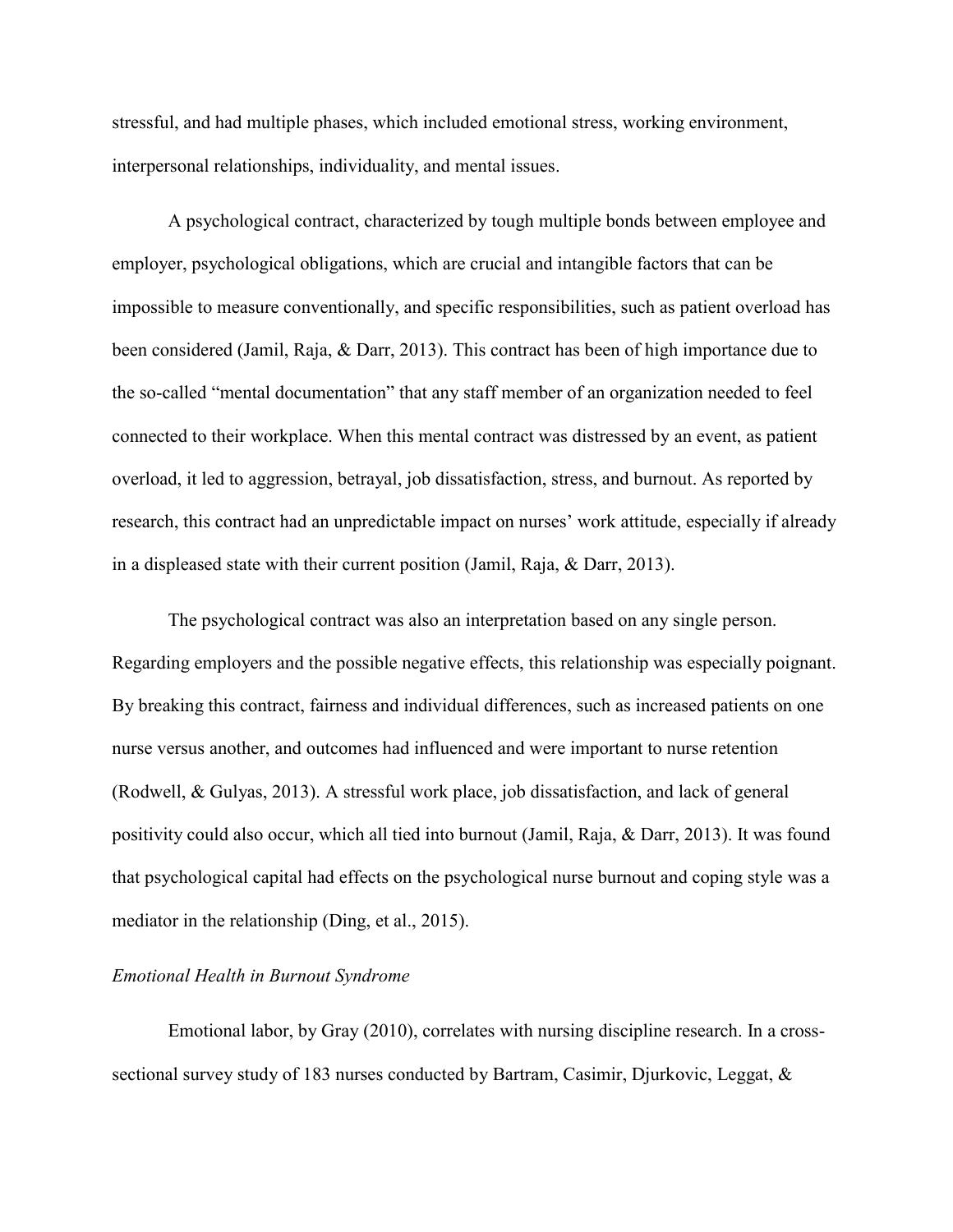stressful, and had multiple phases, which included emotional stress, working environment, interpersonal relationships, individuality, and mental issues.

A psychological contract, characterized by tough multiple bonds between employee and employer, psychological obligations, which are crucial and intangible factors that can be impossible to measure conventionally, and specific responsibilities, such as patient overload has been considered (Jamil, Raja, & Darr, 2013). This contract has been of high importance due to the so-called "mental documentation" that any staff member of an organization needed to feel connected to their workplace. When this mental contract was distressed by an event, as patient overload, it led to aggression, betrayal, job dissatisfaction, stress, and burnout. As reported by research, this contract had an unpredictable impact on nurses' work attitude, especially if already in a displeased state with their current position (Jamil, Raja, & Darr, 2013).

The psychological contract was also an interpretation based on any single person. Regarding employers and the possible negative effects, this relationship was especially poignant. By breaking this contract, fairness and individual differences, such as increased patients on one nurse versus another, and outcomes had influenced and were important to nurse retention (Rodwell, & Gulyas, 2013). A stressful work place, job dissatisfaction, and lack of general positivity could also occur, which all tied into burnout (Jamil, Raja, & Darr, 2013). It was found that psychological capital had effects on the psychological nurse burnout and coping style was a mediator in the relationship (Ding, et al., 2015).

*Emotional Health in Burnout Syndrome*

Emotional labor, by Gray (2010), correlates with nursing discipline research. In a cross-sectional survey study of 183 nurses conducted by Bartram, Casimir, Djurkovic, Leggat, &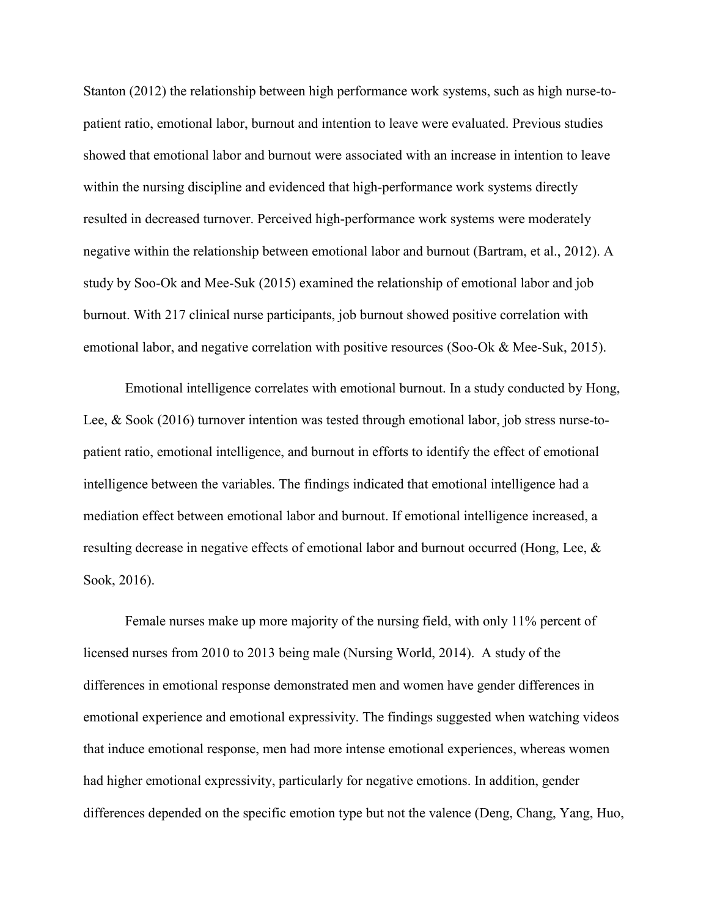Stanton (2012) the relationship between high performance work systems, such as high nurse-to-patient ratio, emotional labor, burnout and intention to leave were evaluated. Previous studies showed that emotional labor and burnout were associated with an increase in intention to leave within the nursing discipline and evidenced that high-performance work systems directly resulted in decreased turnover. Perceived high-performance work systems were moderately negative within the relationship between emotional labor and burnout (Bartram, et al., 2012). A study by Soo-Ok and Mee-Suk (2015) examined the relationship of emotional labor and job burnout. With 217 clinical nurse participants, job burnout showed positive correlation with emotional labor, and negative correlation with positive resources (Soo-Ok & Mee-Suk, 2015).

Emotional intelligence correlates with emotional burnout. In a study conducted by Hong, Lee, & Sook (2016) turnover intention was tested through emotional labor, job stress nurse-to-patient ratio, emotional intelligence, and burnout in efforts to identify the effect of emotional intelligence between the variables. The findings indicated that emotional intelligence had a mediation effect between emotional labor and burnout. If emotional intelligence increased, a resulting decrease in negative effects of emotional labor and burnout occurred (Hong, Lee, & Sook, 2016).

Female nurses make up more majority of the nursing field, with only 11% percent of licensed nurses from 2010 to 2013 being male (Nursing World, 2014). A study of the differences in emotional response demonstrated men and women have gender differences in emotional experience and emotional expressivity. The findings suggested when watching videos that induce emotional response, men had more intense emotional experiences, whereas women had higher emotional expressivity, particularly for negative emotions. In addition, gender differences depended on the specific emotion type but not the valence (Deng, Chang, Yang, Huo,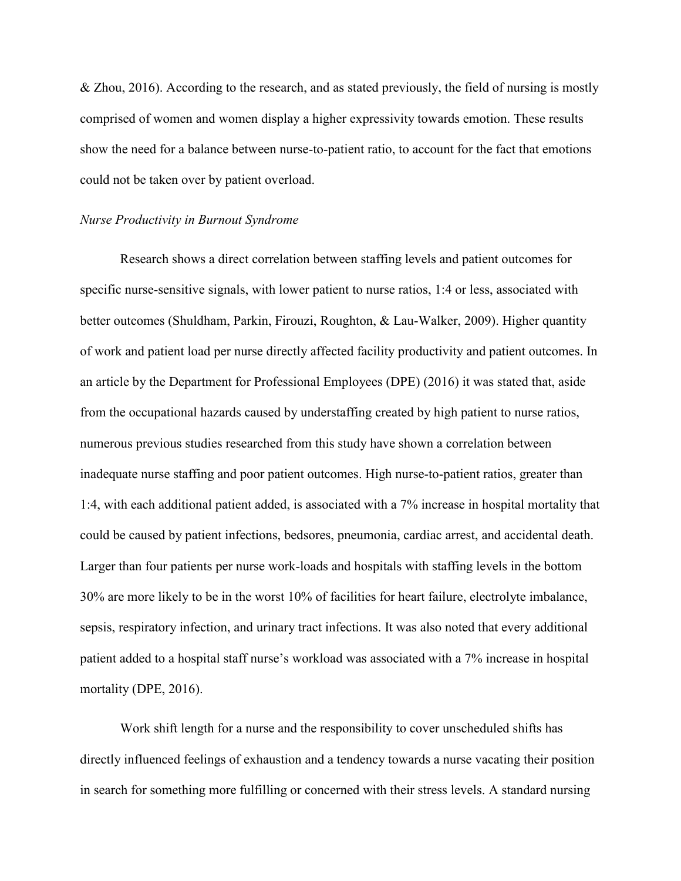& Zhou, 2016). According to the research, and as stated previously, the field of nursing is mostly comprised of women and women display a higher expressivity towards emotion. These results show the need for a balance between nurse-to-patient ratio, to account for the fact that emotions could not be taken over by patient overload.

### *Nurse Productivity in Burnout Syndrome*

Research shows a direct correlation between staffing levels and patient outcomes for specific nurse-sensitive signals, with lower patient to nurse ratios, 1:4 or less, associated with better outcomes (Shuldham, Parkin, Firouzi, Roughton, & Lau-Walker, 2009). Higher quantity of work and patient load per nurse directly affected facility productivity and patient outcomes. In an article by the Department for Professional Employees (DPE) (2016) it was stated that, aside from the occupational hazards caused by understaffing created by high patient to nurse ratios, numerous previous studies researched from this study have shown a correlation between inadequate nurse staffing and poor patient outcomes. High nurse-to-patient ratios, greater than 1:4, with each additional patient added, is associated with a 7% increase in hospital mortality that could be caused by patient infections, bedsores, pneumonia, cardiac arrest, and accidental death. Larger than four patients per nurse work-loads and hospitals with staffing levels in the bottom 30% are more likely to be in the worst 10% of facilities for heart failure, electrolyte imbalance, sepsis, respiratory infection, and urinary tract infections. It was also noted that every additional patient added to a hospital staff nurse's workload was associated with a 7% increase in hospital mortality (DPE, 2016).

Work shift length for a nurse and the responsibility to cover unscheduled shifts has directly influenced feelings of exhaustion and a tendency towards a nurse vacating their position in search for something more fulfilling or concerned with their stress levels. A standard nursing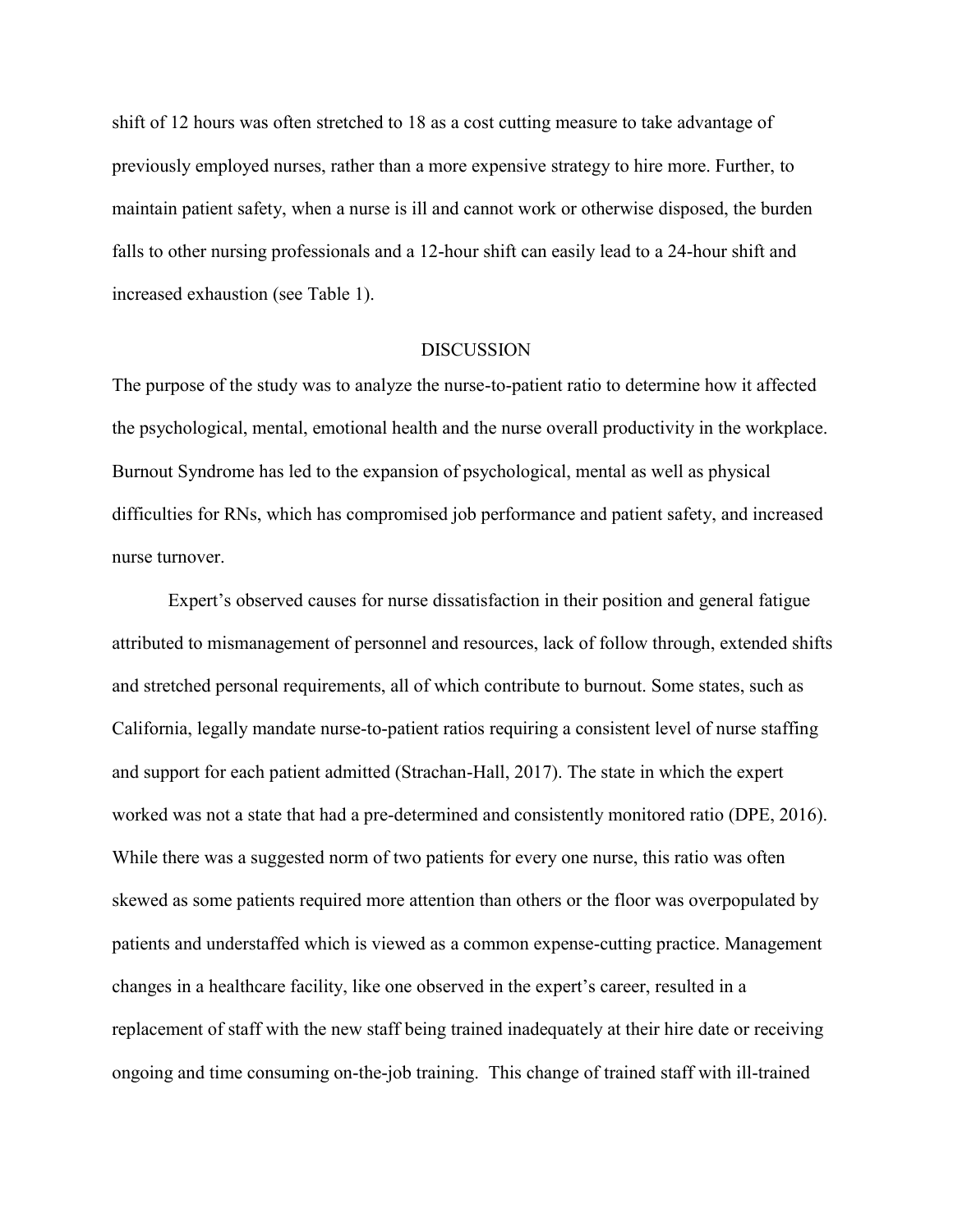shift of 12 hours was often stretched to 18 as a cost cutting measure to take advantage of previously employed nurses, rather than a more expensive strategy to hire more. Further, to maintain patient safety, when a nurse is ill and cannot work or otherwise disposed, the burden falls to other nursing professionals and a 12-hour shift can easily lead to a 24-hour shift and increased exhaustion (see Table 1).

## DISCUSSION

The purpose of the study was to analyze the nurse-to-patient ratio to determine how it affected the psychological, mental, emotional health and the nurse overall productivity in the workplace. Burnout Syndrome has led to the expansion of psychological, mental as well as physical difficulties for RNs, which has compromised job performance and patient safety, and increased nurse turnover.

Expert's observed causes for nurse dissatisfaction in their position and general fatigue attributed to mismanagement of personnel and resources, lack of follow through, extended shifts and stretched personal requirements, all of which contribute to burnout. Some states, such as California, legally mandate nurse-to-patient ratios requiring a consistent level of nurse staffing and support for each patient admitted (Strachan-Hall, 2017). The state in which the expert worked was not a state that had a pre-determined and consistently monitored ratio (DPE, 2016). While there was a suggested norm of two patients for every one nurse, this ratio was often skewed as some patients required more attention than others or the floor was overpopulated by patients and understaffed which is viewed as a common expense-cutting practice. Management changes in a healthcare facility, like one observed in the expert's career, resulted in a replacement of staff with the new staff being trained inadequately at their hire date or receiving ongoing and time consuming on-the-job training. This change of trained staff with ill-trained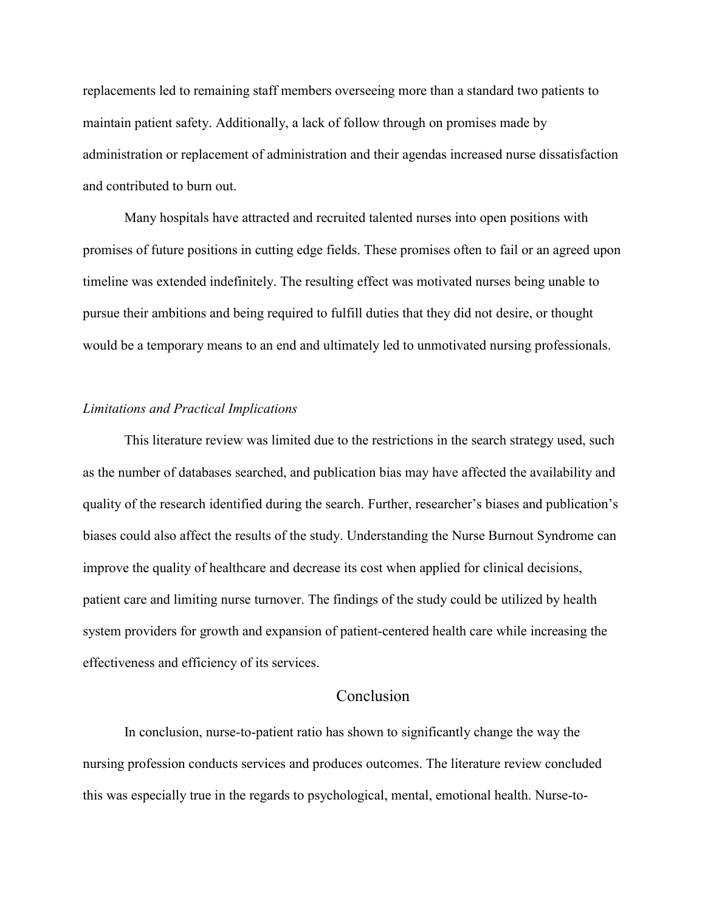replacements led to remaining staff members overseeing more than a standard two patients to maintain patient safety. Additionally, a lack of follow through on promises made by administration or replacement of administration and their agendas increased nurse dissatisfaction and contributed to burn out.

Many hospitals have attracted and recruited talented nurses into open positions with promises of future positions in cutting edge fields. These promises often to fail or an agreed upon timeline was extended indefinitely. The resulting effect was motivated nurses being unable to pursue their ambitions and being required to fulfill duties that they did not desire, or thought would be a temporary means to an end and ultimately led to unmotivated nursing professionals.

### *Limitations and Practical Implications*

This literature review was limited due to the restrictions in the search strategy used, such as the number of databases searched, and publication bias may have affected the availability and quality of the research identified during the search. Further, researcher's biases and publication's biases could also affect the results of the study. Understanding the Nurse Burnout Syndrome can improve the quality of healthcare and decrease its cost when applied for clinical decisions, patient care and limiting nurse turnover. The findings of the study could be utilized by health system providers for growth and expansion of patient-centered health care while increasing the effectiveness and efficiency of its services.

## Conclusion

In conclusion, nurse-to-patient ratio has shown to significantly change the way the nursing profession conducts services and produces outcomes. The literature review concluded this was especially true in the regards to psychological, mental, emotional health. Nurse-to-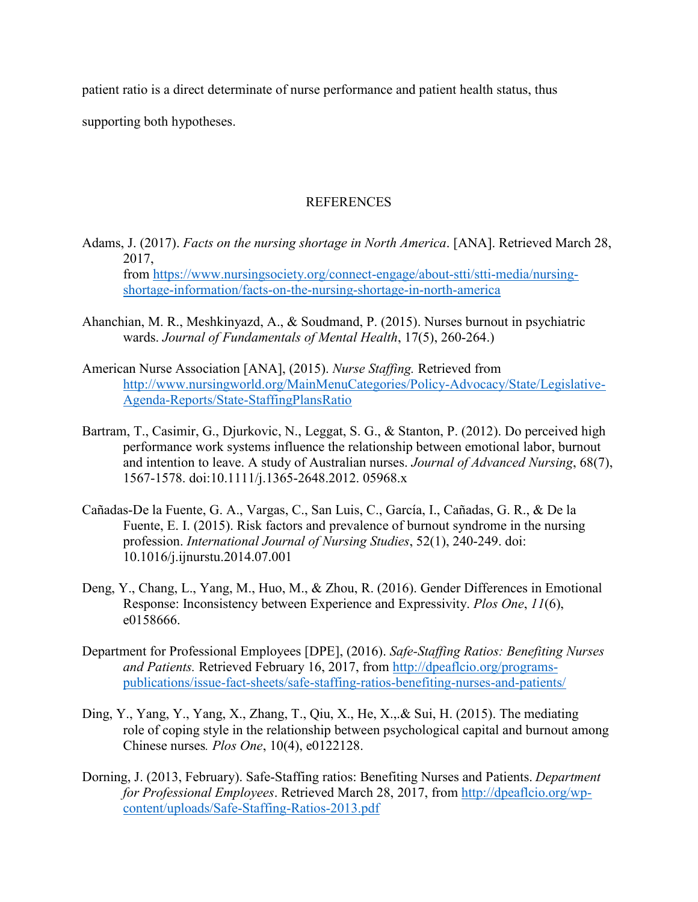patient ratio is a direct determinate of nurse performance and patient health status, thus supporting both hypotheses.

## REFERENCES

Adams, J. (2017). *Facts on the nursing shortage in North America*. [ANA]. Retrieved March 28, 2017, from https://www.nursingsociety.org/connect-engage/about-stti/stti-media/nursing-shortage-information/facts-on-the-nursing-shortage-in-north-america

Ahanchian, M. R., Meshkinyazd, A., & Soudmand, P. (2015). Nurses burnout in psychiatric wards. *Journal of Fundamentals of Mental Health*, 17(5), 260-264.)

American Nurse Association [ANA], (2015). *Nurse Staffing.* Retrieved from http://www.nursingworld.org/MainMenuCategories/Policy-Advocacy/State/Legislative-Agenda-Reports/State-StaffingPlansRatio

Bartram, T., Casimir, G., Djurkovic, N., Leggat, S. G., & Stanton, P. (2012). Do perceived high performance work systems influence the relationship between emotional labor, burnout and intention to leave. A study of Australian nurses. *Journal of Advanced Nursing*, 68(7), 1567-1578. doi:10.1111/j.1365-2648.2012. 05968.x

Cañadas-De la Fuente, G. A., Vargas, C., San Luis, C., García, I., Cañadas, G. R., & De la Fuente, E. I. (2015). Risk factors and prevalence of burnout syndrome in the nursing profession. *International Journal of Nursing Studies*, 52(1), 240-249. doi: 10.1016/j.ijnurstu.2014.07.001

Deng, Y., Chang, L., Yang, M., Huo, M., & Zhou, R. (2016). Gender Differences in Emotional Response: Inconsistency between Experience and Expressivity. *Plos One*, *11*(6), e0158666.

Department for Professional Employees [DPE], (2016). *Safe-Staffing Ratios: Benefiting Nurses and Patients.* Retrieved February 16, 2017, from http://dpeaflcio.org/programs-publications/issue-fact-sheets/safe-staffing-ratios-benefiting-nurses-and-patients/

Ding, Y., Yang, Y., Yang, X., Zhang, T., Qiu, X., He, X.,.& Sui, H. (2015). The mediating role of coping style in the relationship between psychological capital and burnout among Chinese nurses*. Plos One*, 10(4), e0122128.

Dorning, J. (2013, February). Safe-Staffing ratios: Benefiting Nurses and Patients. *Department for Professional Employees*. Retrieved March 28, 2017, from http://dpeaflcio.org/wp-content/uploads/Safe-Staffing-Ratios-2013.pdf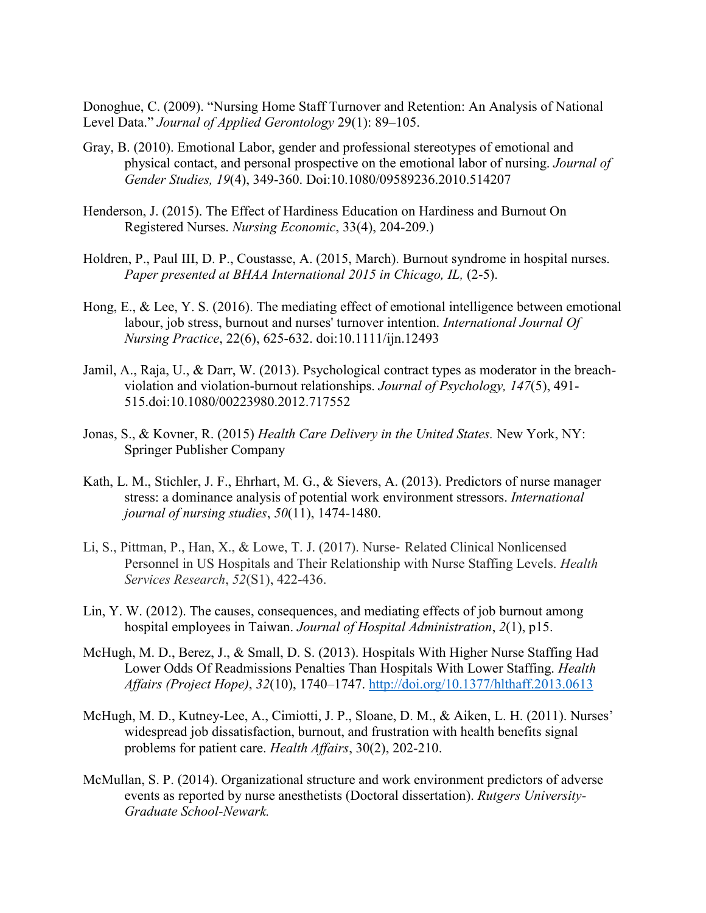Donoghue, C. (2009). “Nursing Home Staff Turnover and Retention: An Analysis of National Level Data.” *Journal of Applied Gerontology* 29(1): 89–105.

Gray, B. (2010). Emotional Labor, gender and professional stereotypes of emotional and physical contact, and personal prospective on the emotional labor of nursing. *Journal of Gender Studies, 19*(4), 349-360. Doi:10.1080/09589236.2010.514207

Henderson, J. (2015). The Effect of Hardiness Education on Hardiness and Burnout On Registered Nurses. *Nursing Economic*, 33(4), 204-209.)

Holdren, P., Paul III, D. P., Coustasse, A. (2015, March). Burnout syndrome in hospital nurses. *Paper presented at BHAA International 2015 in Chicago, IL,* (2-5).

Hong, E., & Lee, Y. S. (2016). The mediating effect of emotional intelligence between emotional labour, job stress, burnout and nurses' turnover intention. *International Journal Of Nursing Practice*, 22(6), 625-632. doi:10.1111/ijn.12493

Jamil, A., Raja, U., & Darr, W. (2013). Psychological contract types as moderator in the breach-violation and violation-burnout relationships. *Journal of Psychology, 147*(5), 491-515.doi:10.1080/00223980.2012.717552

Jonas, S., & Kovner, R. (2015) *Health Care Delivery in the United States.* New York, NY: Springer Publisher Company

Kath, L. M., Stichler, J. F., Ehrhart, M. G., & Sievers, A. (2013). Predictors of nurse manager stress: a dominance analysis of potential work environment stressors. *International journal of nursing studies*, *50*(11), 1474-1480.

Li, S., Pittman, P., Han, X., & Lowe, T. J. (2017). Nurse- Related Clinical Nonlicensed Personnel in US Hospitals and Their Relationship with Nurse Staffing Levels. *Health Services Research*, *52*(S1), 422-436.

Lin, Y. W. (2012). The causes, consequences, and mediating effects of job burnout among hospital employees in Taiwan. *Journal of Hospital Administration*, *2*(1), p15.

McHugh, M. D., Berez, J., & Small, D. S. (2013). Hospitals With Higher Nurse Staffing Had Lower Odds Of Readmissions Penalties Than Hospitals With Lower Staffing. *Health Affairs (Project Hope)*, *32*(10), 1740–1747. http://doi.org/10.1377/hlthaff.2013.0613

McHugh, M. D., Kutney-Lee, A., Cimiotti, J. P., Sloane, D. M., & Aiken, L. H. (2011). Nurses' widespread job dissatisfaction, burnout, and frustration with health benefits signal problems for patient care. *Health Affairs*, 30(2), 202-210.

McMullan, S. P. (2014). Organizational structure and work environment predictors of adverse events as reported by nurse anesthetists (Doctoral dissertation). *Rutgers University-Graduate School-Newark.*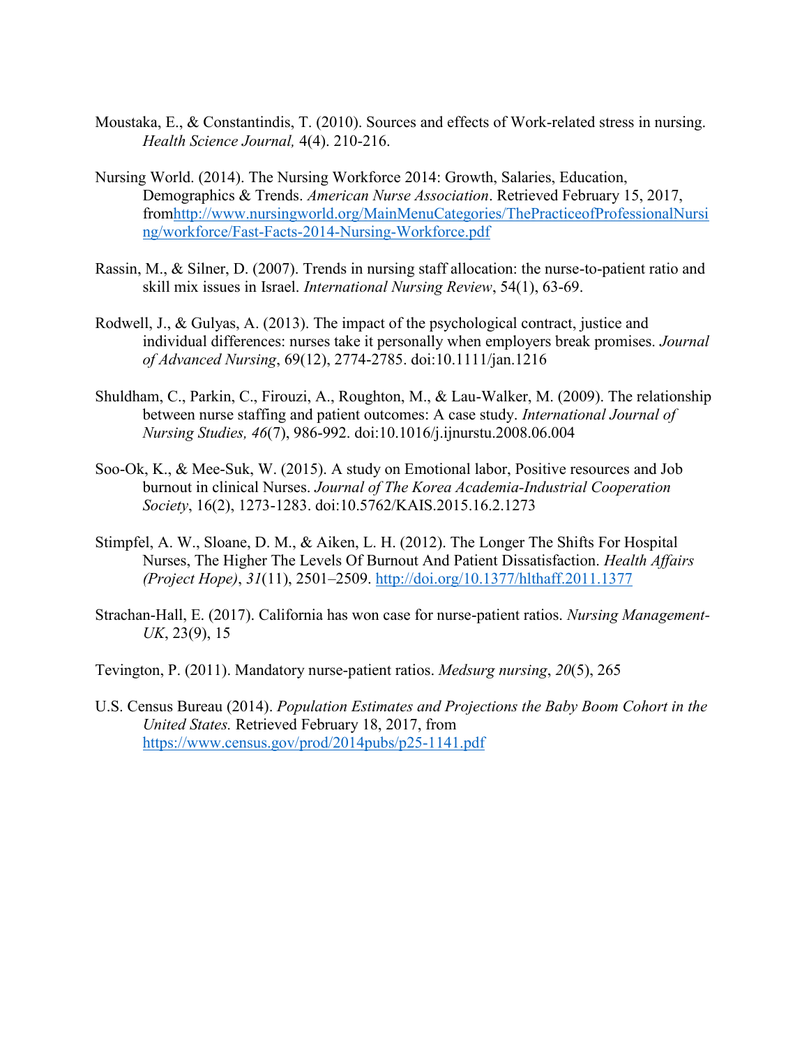Moustaka, E., & Constantindis, T. (2010). Sources and effects of Work-related stress in nursing. *Health Science Journal,* 4(4). 210-216.

Nursing World. (2014). The Nursing Workforce 2014: Growth, Salaries, Education, Demographics & Trends. *American Nurse Association*. Retrieved February 15, 2017, fromhttp://www.nursingworld.org/MainMenuCategories/ThePracticeofProfessionalNursing/workforce/Fast-Facts-2014-Nursing-Workforce.pdf

Rassin, M., & Silner, D. (2007). Trends in nursing staff allocation: the nurse-to-patient ratio and skill mix issues in Israel. *International Nursing Review*, 54(1), 63-69.

Rodwell, J., & Gulyas, A. (2013). The impact of the psychological contract, justice and individual differences: nurses take it personally when employers break promises. *Journal of Advanced Nursing*, 69(12), 2774-2785. doi:10.1111/jan.1216

Shuldham, C., Parkin, C., Firouzi, A., Roughton, M., & Lau-Walker, M. (2009). The relationship between nurse staffing and patient outcomes: A case study. *International Journal of Nursing Studies, 46*(7), 986-992. doi:10.1016/j.ijnurstu.2008.06.004

Soo-Ok, K., & Mee-Suk, W. (2015). A study on Emotional labor, Positive resources and Job burnout in clinical Nurses. *Journal of The Korea Academia-Industrial Cooperation Society*, 16(2), 1273-1283. doi:10.5762/KAIS.2015.16.2.1273

Stimpfel, A. W., Sloane, D. M., & Aiken, L. H. (2012). The Longer The Shifts For Hospital Nurses, The Higher The Levels Of Burnout And Patient Dissatisfaction. *Health Affairs (Project Hope)*, *31*(11), 2501–2509. http://doi.org/10.1377/hlthaff.2011.1377

Strachan-Hall, E. (2017). California has won case for nurse-patient ratios. *Nursing Management-UK*, 23(9), 15

Tevington, P. (2011). Mandatory nurse-patient ratios. *Medsurg nursing*, *20*(5), 265

U.S. Census Bureau (2014). *Population Estimates and Projections the Baby Boom Cohort in the United States.* Retrieved February 18, 2017, from https://www.census.gov/prod/2014pubs/p25-1141.pdf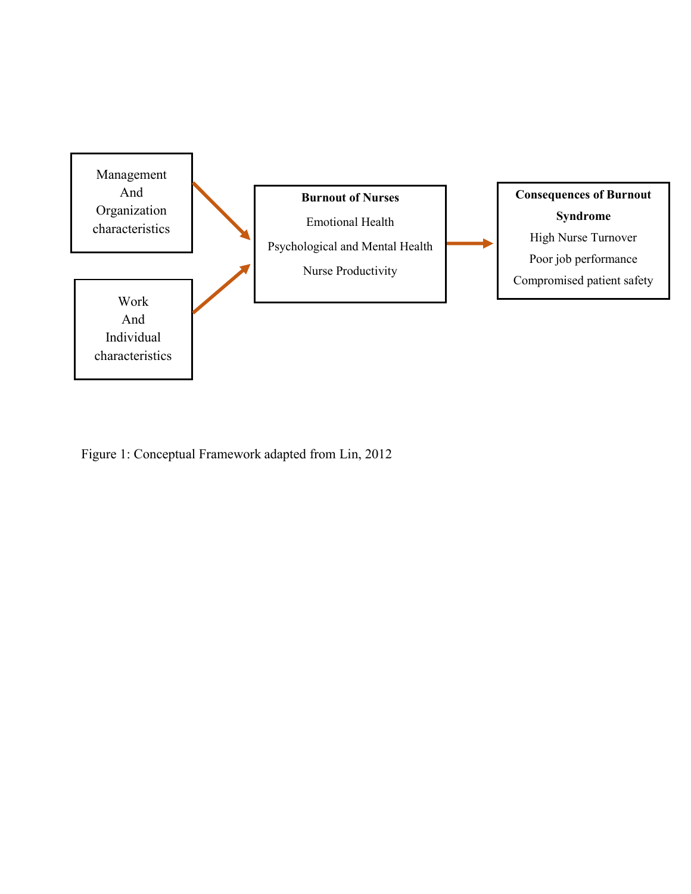Management
And
Organization
characteristics

Work
And
Individual
characteristics

**Burnout of Nurses**

Emotional Health

Psychological and Mental Health

Nurse Productivity

**Consequences of Burnout Syndrome**

High Nurse Turnover

Poor job performance

Compromised patient safety

Figure 1: Conceptual Framework adapted from Lin, 2012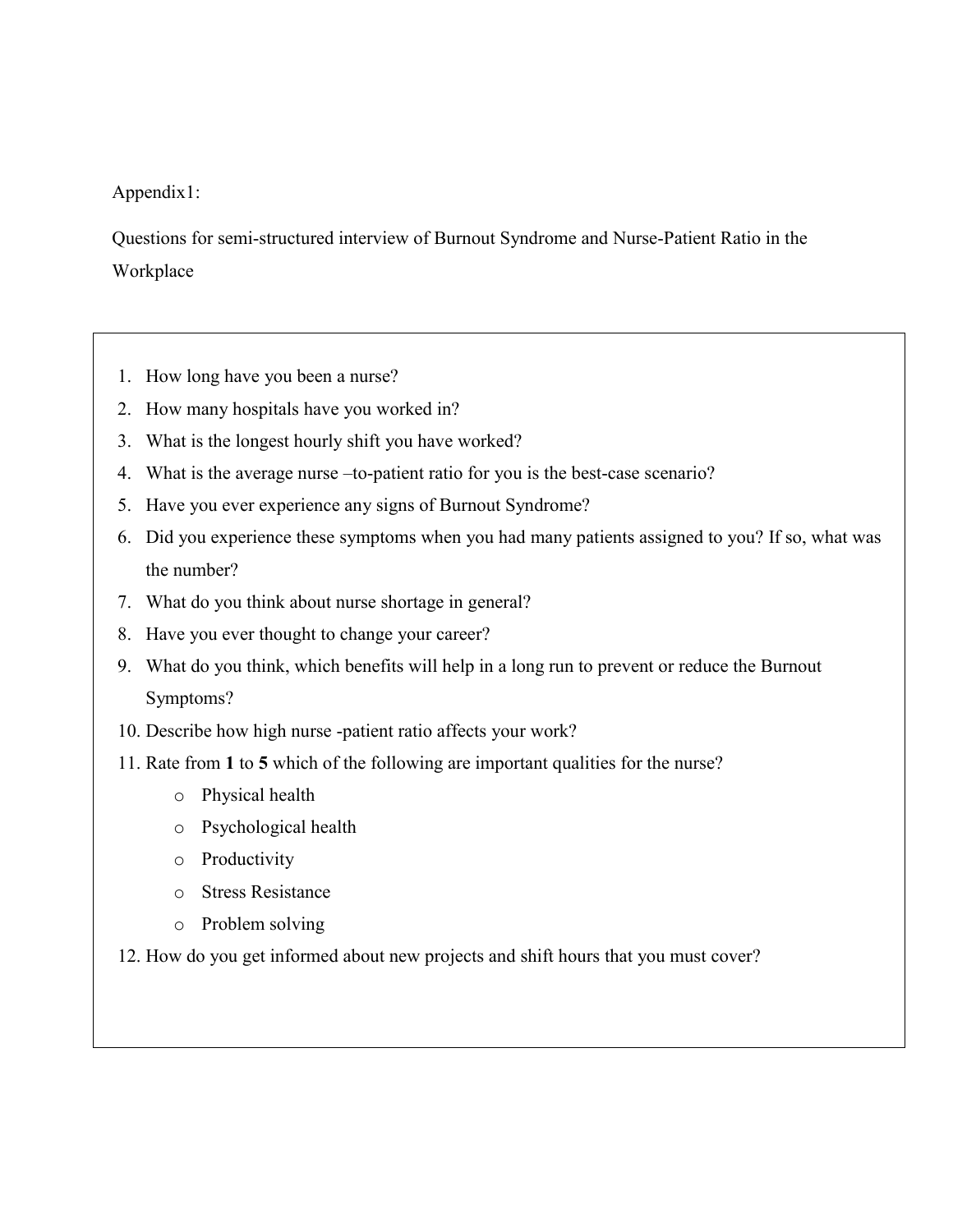Appendix1:

Questions for semi-structured interview of Burnout Syndrome and Nurse-Patient Ratio in the Workplace

1. How long have you been a nurse?
2. How many hospitals have you worked in?
3. What is the longest hourly shift you have worked?
4. What is the average nurse –to-patient ratio for you is the best-case scenario?
5. Have you ever experience any signs of Burnout Syndrome?
6. Did you experience these symptoms when you had many patients assigned to you? If so, what was the number?
7. What do you think about nurse shortage in general?
8. Have you ever thought to change your career?
9. What do you think, which benefits will help in a long run to prevent or reduce the Burnout Symptoms?
10. Describe how high nurse -patient ratio affects your work?
11. Rate from **1** to **5** which of the following are important qualities for the nurse?
    - Physical health
    - Psychological health
    - Productivity
    - Stress Resistance
    - Problem solving
12. How do you get informed about new projects and shift hours that you must cover?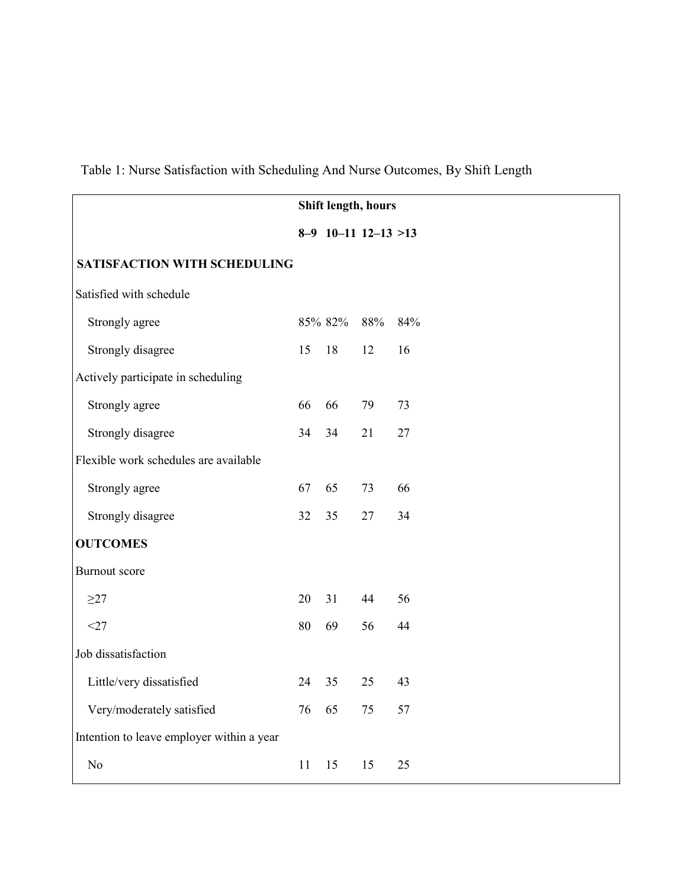Table 1: Nurse Satisfaction with Scheduling And Nurse Outcomes, By Shift Length

| | Shift length, hours | | | |
|---|---|---|---|---|
| | 8–9 | 10–11 | 12–13 | >13 |
| **SATISFACTION WITH SCHEDULING** | | | | |
| Satisfied with schedule | | | | |
| Strongly agree | 85% | 82% | 88% | 84% |
| Strongly disagree | 15 | 18 | 12 | 16 |
| Actively participate in scheduling | | | | |
| Strongly agree | 66 | 66 | 79 | 73 |
| Strongly disagree | 34 | 34 | 21 | 27 |
| Flexible work schedules are available | | | | |
| Strongly agree | 67 | 65 | 73 | 66 |
| Strongly disagree | 32 | 35 | 27 | 34 |
| **OUTCOMES** | | | | |
| Burnout score | | | | |
| ≥27 | 20 | 31 | 44 | 56 |
| <27 | 80 | 69 | 56 | 44 |
| Job dissatisfaction | | | | |
| Little/very dissatisfied | 24 | 35 | 25 | 43 |
| Very/moderately satisfied | 76 | 65 | 75 | 57 |
| Intention to leave employer within a year | | | | |
| No | 11 | 15 | 15 | 25 |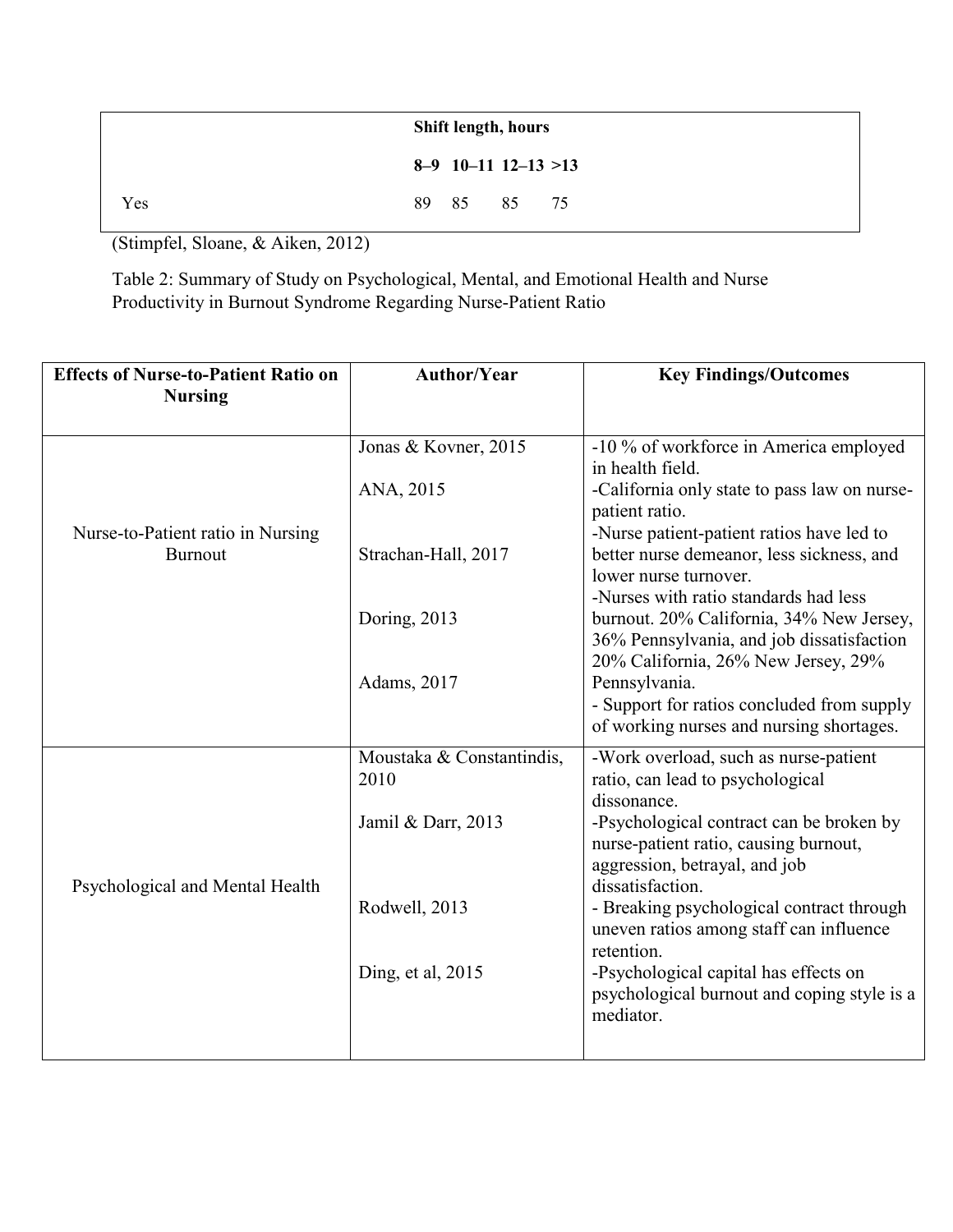| | Shift length, hours | | | |
|---|---|---|---|---|
| | 8–9 | 10–11 | 12–13 | >13 |
| Yes | 89 | 85 | 85 | 75 |

(Stimpfel, Sloane, & Aiken, 2012)

Table 2: Summary of Study on Psychological, Mental, and Emotional Health and Nurse Productivity in Burnout Syndrome Regarding Nurse-Patient Ratio

| Effects of Nurse-to-Patient Ratio on Nursing | Author/Year | Key Findings/Outcomes |
|---|---|---|
| Nurse-to-Patient ratio in Nursing Burnout | Jonas & Kovner, 2015<br><br>ANA, 2015<br><br>Strachan-Hall, 2017<br><br>Doring, 2013<br><br>Adams, 2017 | -10 % of workforce in America employed in health field.<br>-California only state to pass law on nurse-patient ratio.<br>-Nurse patient-patient ratios have led to better nurse demeanor, less sickness, and lower nurse turnover.<br>-Nurses with ratio standards had less burnout. 20% California, 34% New Jersey, 36% Pennsylvania, and job dissatisfaction 20% California, 26% New Jersey, 29% Pennsylvania.<br>- Support for ratios concluded from supply of working nurses and nursing shortages. |
| Psychological and Mental Health | Moustaka & Constantindis, 2010<br><br>Jamil & Darr, 2013<br><br>Rodwell, 2013<br><br>Ding, et al, 2015 | -Work overload, such as nurse-patient ratio, can lead to psychological dissonance.<br>-Psychological contract can be broken by nurse-patient ratio, causing burnout, aggression, betrayal, and job dissatisfaction.<br>- Breaking psychological contract through uneven ratios among staff can influence retention.<br>-Psychological capital has effects on psychological burnout and coping style is a mediator. |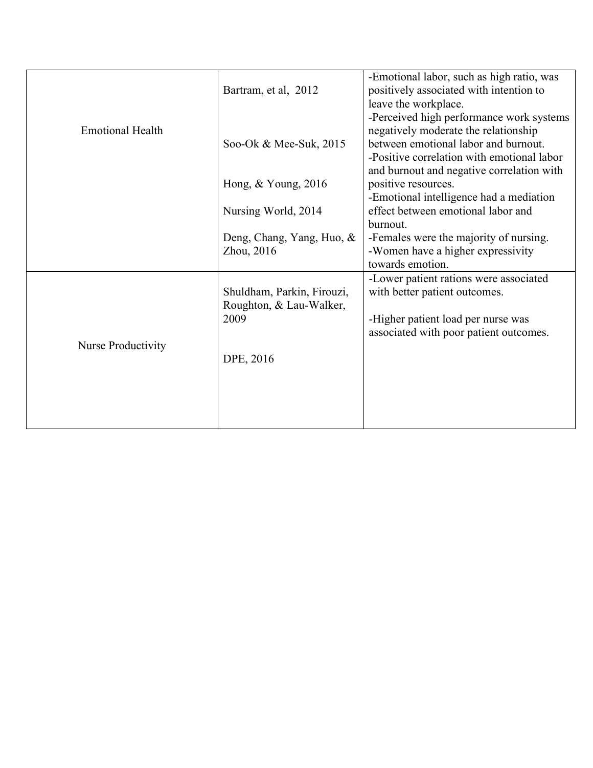| | | |
|---|---|---|
| Emotional Health | Bartram, et al, 2012<br><br>Soo-Ok & Mee-Suk, 2015<br><br>Hong, & Young, 2016<br><br>Nursing World, 2014<br><br>Deng, Chang, Yang, Huo, & Zhou, 2016 | -Emotional labor, such as high ratio, was positively associated with intention to leave the workplace.<br>-Perceived high performance work systems negatively moderate the relationship between emotional labor and burnout.<br>-Positive correlation with emotional labor and burnout and negative correlation with positive resources.<br>-Emotional intelligence had a mediation effect between emotional labor and burnout.<br>-Females were the majority of nursing.<br>-Women have a higher expressivity towards emotion. |
| Nurse Productivity | Shuldham, Parkin, Firouzi, Roughton, & Lau-Walker, 2009<br><br>DPE, 2016 | -Lower patient rations were associated with better patient outcomes.<br><br>-Higher patient load per nurse was associated with poor patient outcomes. |